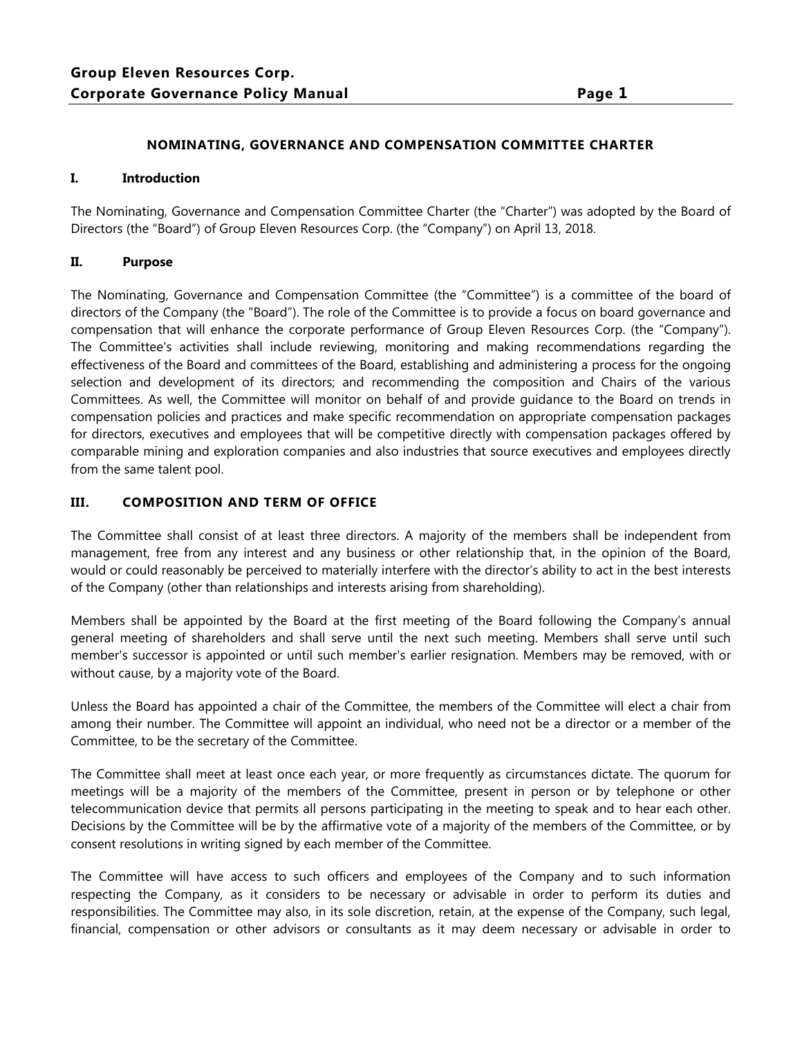# NOMINATING, GOVERNANCE AND COMPENSATION COMMITTEE CHARTER

## I. Introduction

The Nominating, Governance and Compensation Committee Charter (the "Charter") was adopted by the Board of Directors (the "Board") of Group Eleven Resources Corp. (the "Company") on April 13, 2018.

## II. Purpose

The Nominating, Governance and Compensation Committee (the "Committee") is a committee of the board of directors of the Company (the "Board"). The role of the Committee is to provide a focus on board governance and compensation that will enhance the corporate performance of Group Eleven Resources Corp. (the "Company"). The Committee's activities shall include reviewing, monitoring and making recommendations regarding the effectiveness of the Board and committees of the Board, establishing and administering a process for the ongoing selection and development of its directors; and recommending the composition and Chairs of the various Committees. As well, the Committee will monitor on behalf of and provide guidance to the Board on trends in compensation policies and practices and make specific recommendation on appropriate compensation packages for directors, executives and employees that will be competitive directly with compensation packages offered by comparable mining and exploration companies and also industries that source executives and employees directly from the same talent pool.

## III. COMPOSITION AND TERM OF OFFICE

The Committee shall consist of at least three directors. A majority of the members shall be independent from management, free from any interest and any business or other relationship that, in the opinion of the Board, would or could reasonably be perceived to materially interfere with the director's ability to act in the best interests of the Company (other than relationships and interests arising from shareholding).

Members shall be appointed by the Board at the first meeting of the Board following the Company's annual general meeting of shareholders and shall serve until the next such meeting. Members shall serve until such member's successor is appointed or until such member's earlier resignation. Members may be removed, with or without cause, by a majority vote of the Board.

Unless the Board has appointed a chair of the Committee, the members of the Committee will elect a chair from among their number. The Committee will appoint an individual, who need not be a director or a member of the Committee, to be the secretary of the Committee.

The Committee shall meet at least once each year, or more frequently as circumstances dictate. The quorum for meetings will be a majority of the members of the Committee, present in person or by telephone or other telecommunication device that permits all persons participating in the meeting to speak and to hear each other. Decisions by the Committee will be by the affirmative vote of a majority of the members of the Committee, or by consent resolutions in writing signed by each member of the Committee.

The Committee will have access to such officers and employees of the Company and to such information respecting the Company, as it considers to be necessary or advisable in order to perform its duties and responsibilities. The Committee may also, in its sole discretion, retain, at the expense of the Company, such legal, financial, compensation or other advisors or consultants as it may deem necessary or advisable in order to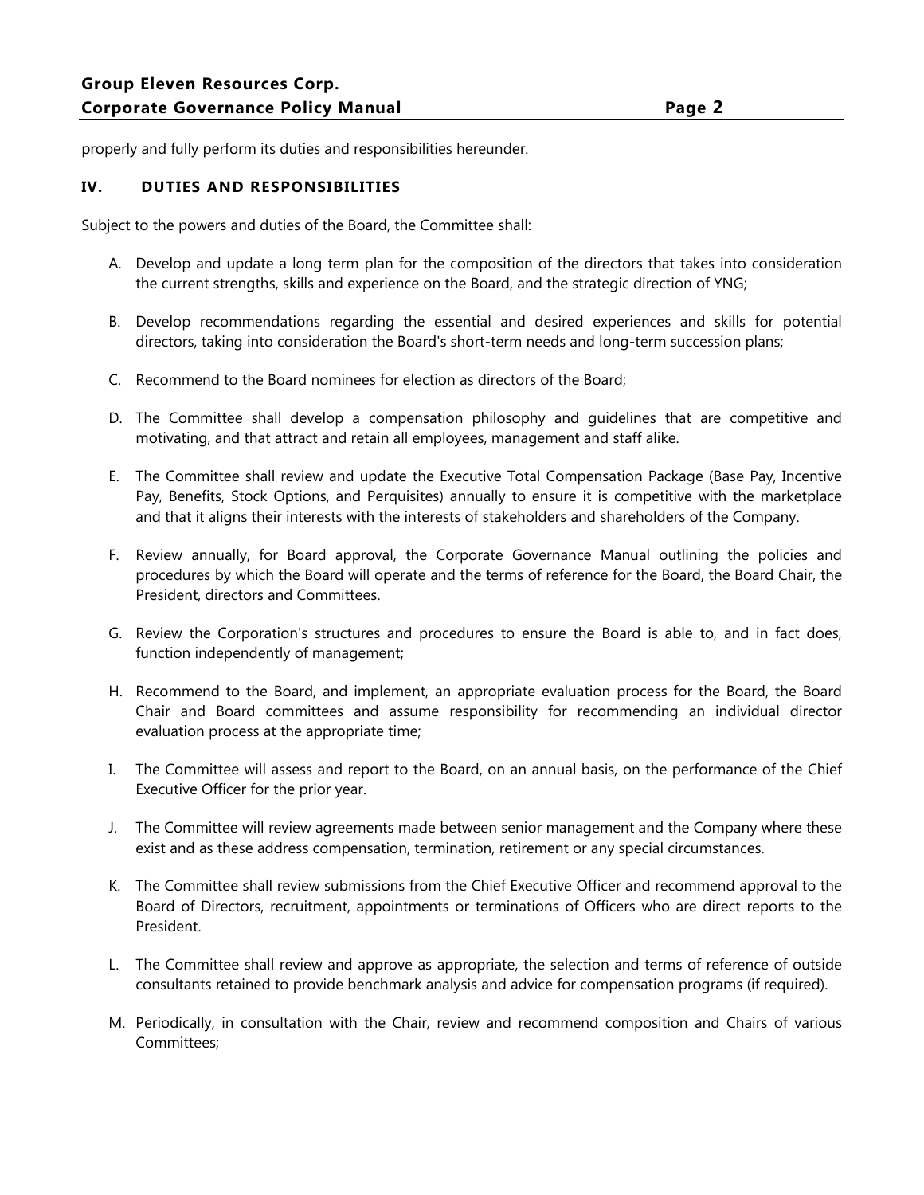properly and fully perform its duties and responsibilities hereunder.

## IV. DUTIES AND RESPONSIBILITIES

Subject to the powers and duties of the Board, the Committee shall:

A. Develop and update a long term plan for the composition of the directors that takes into consideration the current strengths, skills and experience on the Board, and the strategic direction of YNG;

B. Develop recommendations regarding the essential and desired experiences and skills for potential directors, taking into consideration the Board's short-term needs and long-term succession plans;

C. Recommend to the Board nominees for election as directors of the Board;

D. The Committee shall develop a compensation philosophy and guidelines that are competitive and motivating, and that attract and retain all employees, management and staff alike.

E. The Committee shall review and update the Executive Total Compensation Package (Base Pay, Incentive Pay, Benefits, Stock Options, and Perquisites) annually to ensure it is competitive with the marketplace and that it aligns their interests with the interests of stakeholders and shareholders of the Company.

F. Review annually, for Board approval, the Corporate Governance Manual outlining the policies and procedures by which the Board will operate and the terms of reference for the Board, the Board Chair, the President, directors and Committees.

G. Review the Corporation's structures and procedures to ensure the Board is able to, and in fact does, function independently of management;

H. Recommend to the Board, and implement, an appropriate evaluation process for the Board, the Board Chair and Board committees and assume responsibility for recommending an individual director evaluation process at the appropriate time;

I. The Committee will assess and report to the Board, on an annual basis, on the performance of the Chief Executive Officer for the prior year.

J. The Committee will review agreements made between senior management and the Company where these exist and as these address compensation, termination, retirement or any special circumstances.

K. The Committee shall review submissions from the Chief Executive Officer and recommend approval to the Board of Directors, recruitment, appointments or terminations of Officers who are direct reports to the President.

L. The Committee shall review and approve as appropriate, the selection and terms of reference of outside consultants retained to provide benchmark analysis and advice for compensation programs (if required).

M. Periodically, in consultation with the Chair, review and recommend composition and Chairs of various Committees;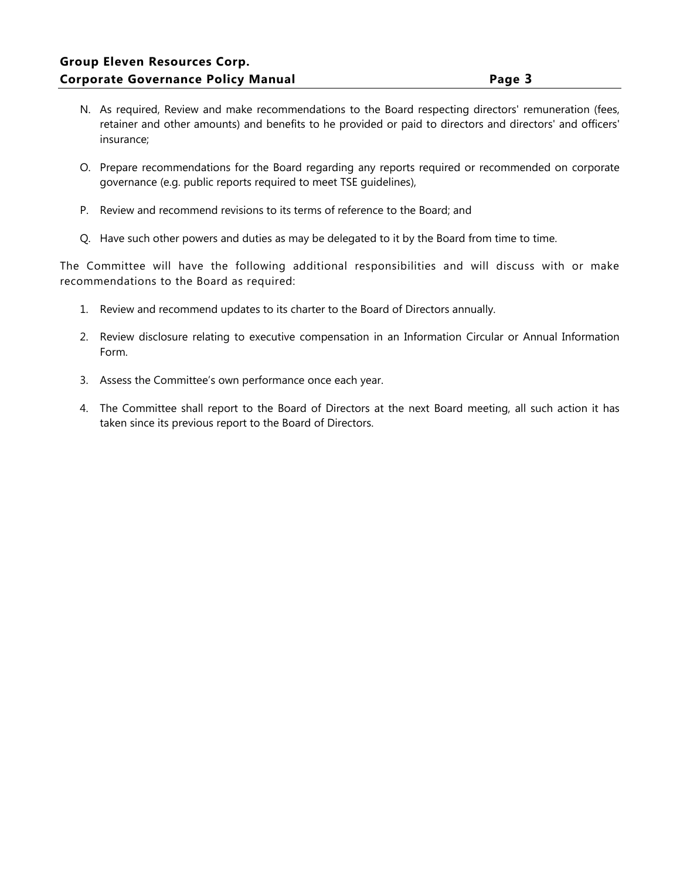N. As required, Review and make recommendations to the Board respecting directors' remuneration (fees, retainer and other amounts) and benefits to he provided or paid to directors and directors' and officers' insurance;

O. Prepare recommendations for the Board regarding any reports required or recommended on corporate governance (e.g. public reports required to meet TSE guidelines),

P. Review and recommend revisions to its terms of reference to the Board; and

Q. Have such other powers and duties as may be delegated to it by the Board from time to time.

The Committee will have the following additional responsibilities and will discuss with or make recommendations to the Board as required:

1. Review and recommend updates to its charter to the Board of Directors annually.
2. Review disclosure relating to executive compensation in an Information Circular or Annual Information Form.
3. Assess the Committee's own performance once each year.
4. The Committee shall report to the Board of Directors at the next Board meeting, all such action it has taken since its previous report to the Board of Directors.